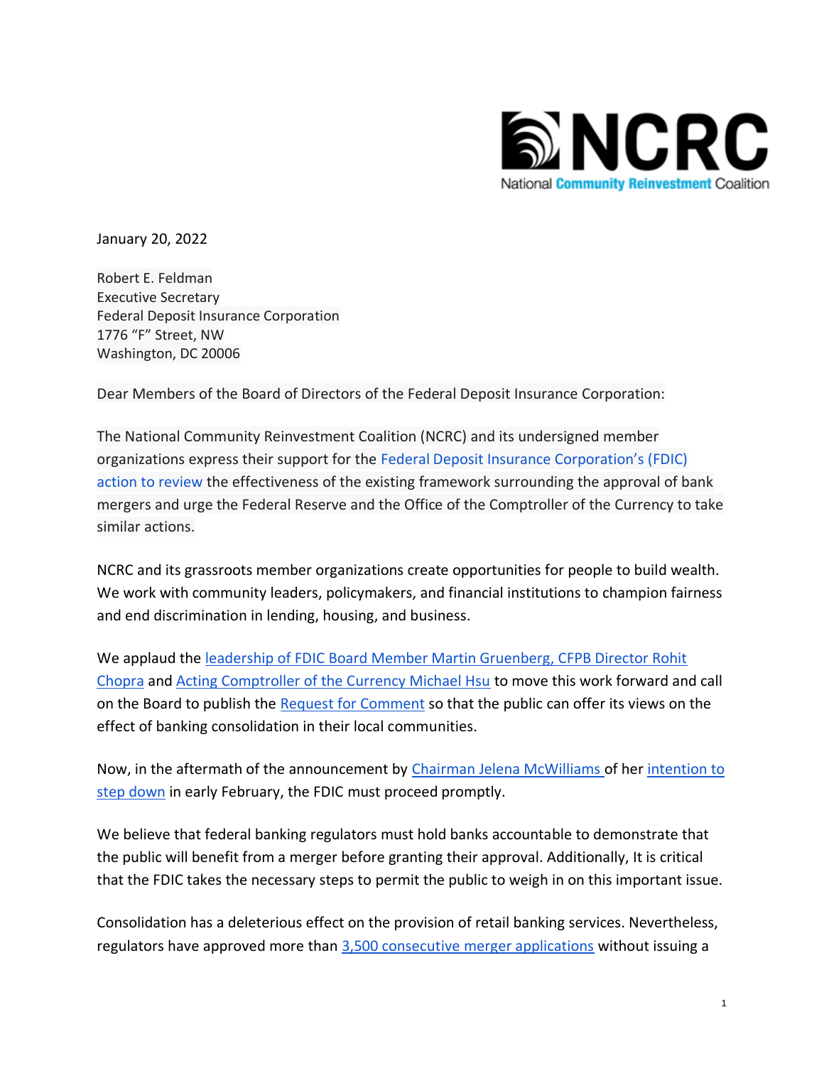NCRC

National Community Reinvestment Coalition

January 20, 2022

Robert E. Feldman
Executive Secretary
Federal Deposit Insurance Corporation
1776 “F” Street, NW
Washington, DC 20006

Dear Members of the Board of Directors of the Federal Deposit Insurance Corporation:

The National Community Reinvestment Coalition (NCRC) and its undersigned member organizations express their support for the Federal Deposit Insurance Corporation’s (FDIC) action to review the effectiveness of the existing framework surrounding the approval of bank mergers and urge the Federal Reserve and the Office of the Comptroller of the Currency to take similar actions.

NCRC and its grassroots member organizations create opportunities for people to build wealth. We work with community leaders, policymakers, and financial institutions to champion fairness and end discrimination in lending, housing, and business.

We applaud the leadership of FDIC Board Member Martin Gruenberg, CFPB Director Rohit Chopra and Acting Comptroller of the Currency Michael Hsu to move this work forward and call on the Board to publish the Request for Comment so that the public can offer its views on the effect of banking consolidation in their local communities.

Now, in the aftermath of the announcement by Chairman Jelena McWilliams of her intention to step down in early February, the FDIC must proceed promptly.

We believe that federal banking regulators must hold banks accountable to demonstrate that the public will benefit from a merger before granting their approval. Additionally, It is critical that the FDIC takes the necessary steps to permit the public to weigh in on this important issue.

Consolidation has a deleterious effect on the provision of retail banking services. Nevertheless, regulators have approved more than 3,500 consecutive merger applications without issuing a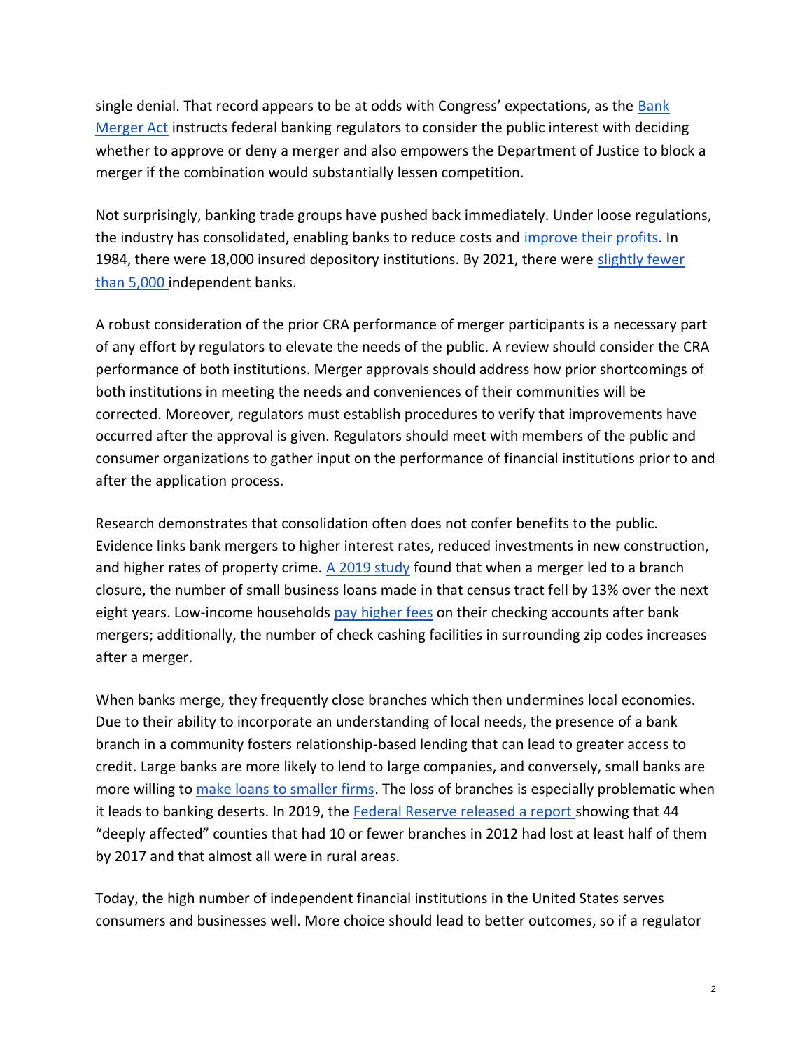single denial. That record appears to be at odds with Congress' expectations, as the Bank Merger Act instructs federal banking regulators to consider the public interest with deciding whether to approve or deny a merger and also empowers the Department of Justice to block a merger if the combination would substantially lessen competition.

Not surprisingly, banking trade groups have pushed back immediately. Under loose regulations, the industry has consolidated, enabling banks to reduce costs and improve their profits. In 1984, there were 18,000 insured depository institutions. By 2021, there were slightly fewer than 5,000 independent banks.

A robust consideration of the prior CRA performance of merger participants is a necessary part of any effort by regulators to elevate the needs of the public. A review should consider the CRA performance of both institutions. Merger approvals should address how prior shortcomings of both institutions in meeting the needs and conveniences of their communities will be corrected. Moreover, regulators must establish procedures to verify that improvements have occurred after the approval is given. Regulators should meet with members of the public and consumer organizations to gather input on the performance of financial institutions prior to and after the application process.

Research demonstrates that consolidation often does not confer benefits to the public. Evidence links bank mergers to higher interest rates, reduced investments in new construction, and higher rates of property crime. A 2019 study found that when a merger led to a branch closure, the number of small business loans made in that census tract fell by 13% over the next eight years. Low-income households pay higher fees on their checking accounts after bank mergers; additionally, the number of check cashing facilities in surrounding zip codes increases after a merger.

When banks merge, they frequently close branches which then undermines local economies. Due to their ability to incorporate an understanding of local needs, the presence of a bank branch in a community fosters relationship-based lending that can lead to greater access to credit. Large banks are more likely to lend to large companies, and conversely, small banks are more willing to make loans to smaller firms. The loss of branches is especially problematic when it leads to banking deserts. In 2019, the Federal Reserve released a report showing that 44 "deeply affected" counties that had 10 or fewer branches in 2012 had lost at least half of them by 2017 and that almost all were in rural areas.

Today, the high number of independent financial institutions in the United States serves consumers and businesses well. More choice should lead to better outcomes, so if a regulator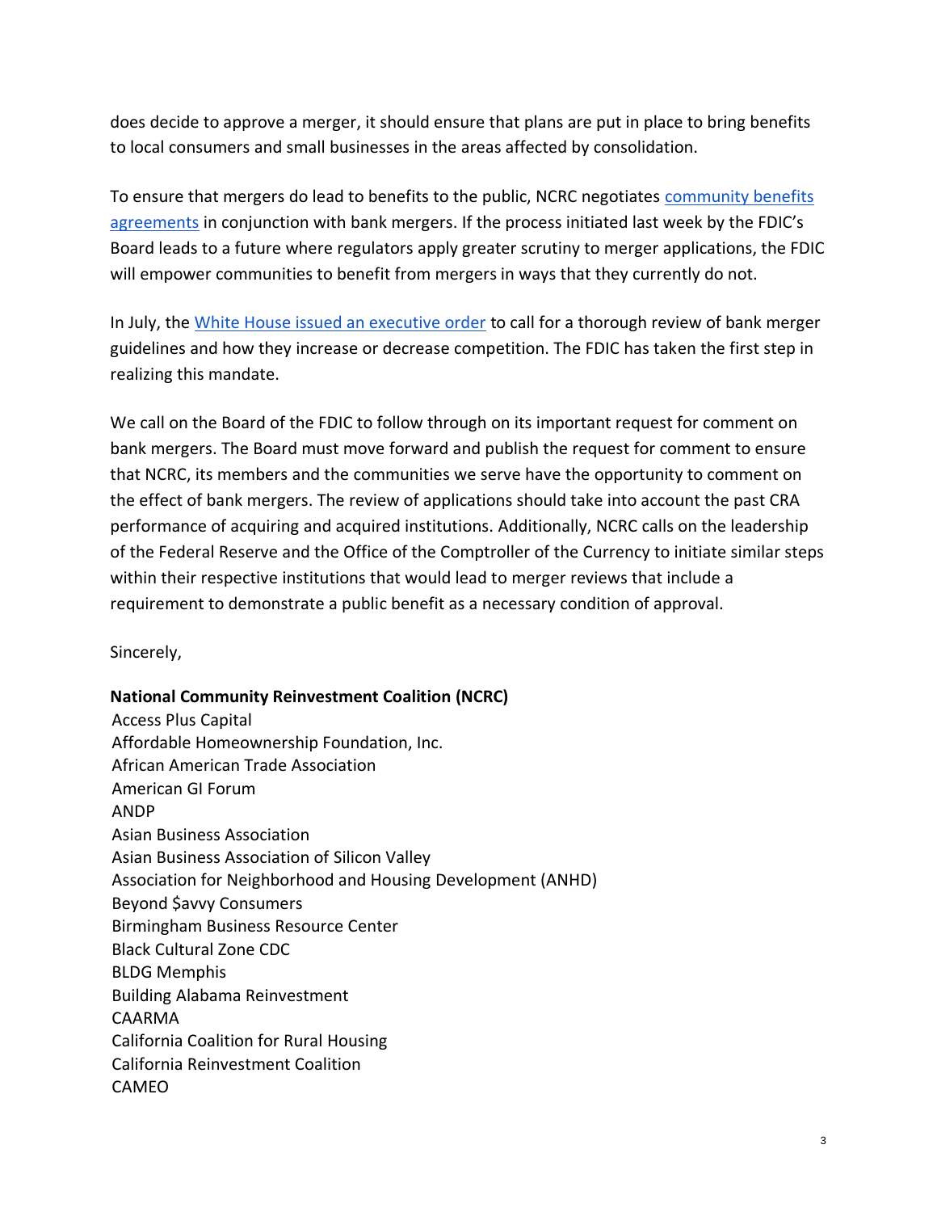does decide to approve a merger, it should ensure that plans are put in place to bring benefits to local consumers and small businesses in the areas affected by consolidation.

To ensure that mergers do lead to benefits to the public, NCRC negotiates community benefits agreements in conjunction with bank mergers. If the process initiated last week by the FDIC's Board leads to a future where regulators apply greater scrutiny to merger applications, the FDIC will empower communities to benefit from mergers in ways that they currently do not.

In July, the White House issued an executive order to call for a thorough review of bank merger guidelines and how they increase or decrease competition. The FDIC has taken the first step in realizing this mandate.

We call on the Board of the FDIC to follow through on its important request for comment on bank mergers. The Board must move forward and publish the request for comment to ensure that NCRC, its members and the communities we serve have the opportunity to comment on the effect of bank mergers. The review of applications should take into account the past CRA performance of acquiring and acquired institutions. Additionally, NCRC calls on the leadership of the Federal Reserve and the Office of the Comptroller of the Currency to initiate similar steps within their respective institutions that would lead to merger reviews that include a requirement to demonstrate a public benefit as a necessary condition of approval.

Sincerely,

**National Community Reinvestment Coalition (NCRC)**
Access Plus Capital
Affordable Homeownership Foundation, Inc.
African American Trade Association
American GI Forum
ANDP
Asian Business Association
Asian Business Association of Silicon Valley
Association for Neighborhood and Housing Development (ANHD)
Beyond $avvy Consumers
Birmingham Business Resource Center
Black Cultural Zone CDC
BLDG Memphis
Building Alabama Reinvestment
CAARMA
California Coalition for Rural Housing
California Reinvestment Coalition
CAMEO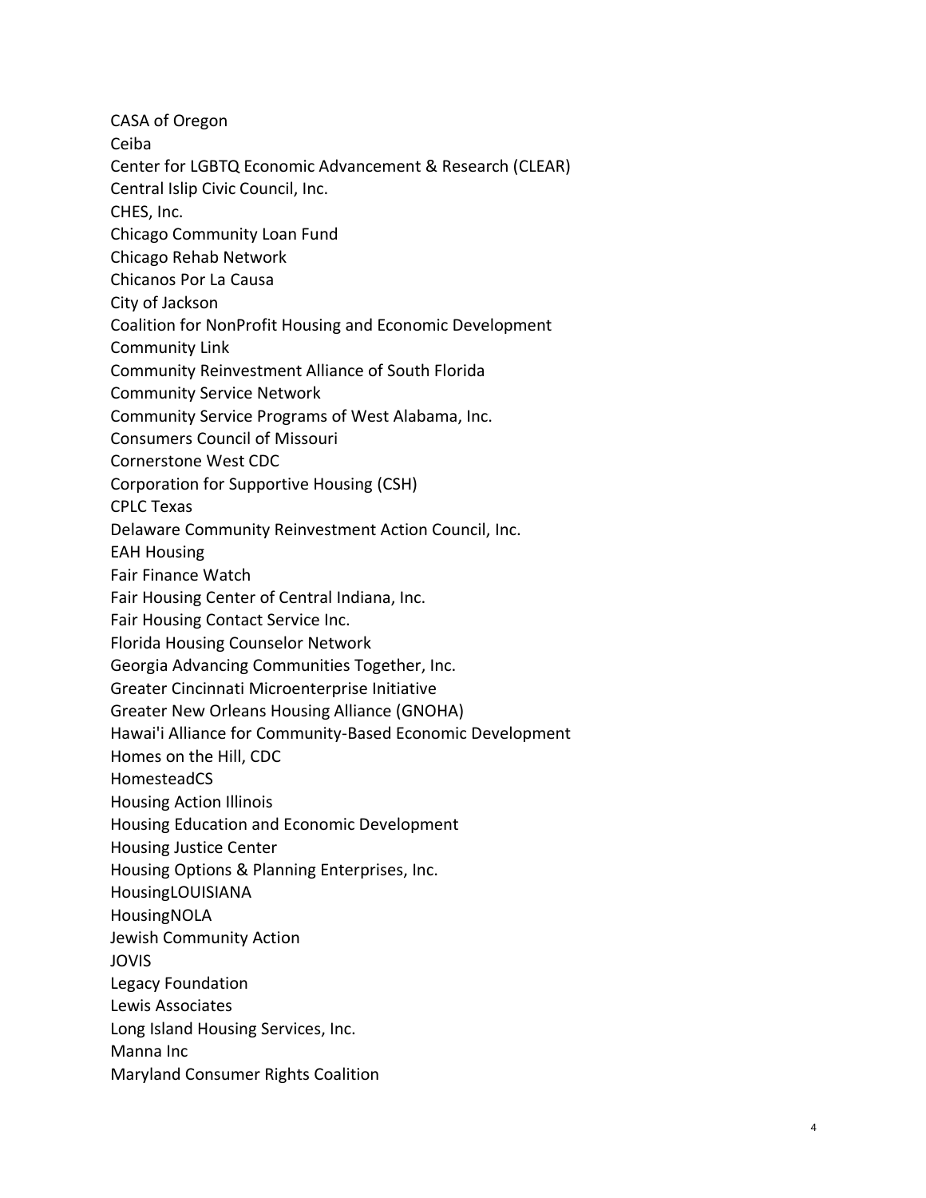CASA of Oregon
Ceiba
Center for LGBTQ Economic Advancement & Research (CLEAR)
Central Islip Civic Council, Inc.
CHES, Inc.
Chicago Community Loan Fund
Chicago Rehab Network
Chicanos Por La Causa
City of Jackson
Coalition for NonProfit Housing and Economic Development
Community Link
Community Reinvestment Alliance of South Florida
Community Service Network
Community Service Programs of West Alabama, Inc.
Consumers Council of Missouri
Cornerstone West CDC
Corporation for Supportive Housing (CSH)
CPLC Texas
Delaware Community Reinvestment Action Council, Inc.
EAH Housing
Fair Finance Watch
Fair Housing Center of Central Indiana, Inc.
Fair Housing Contact Service Inc.
Florida Housing Counselor Network
Georgia Advancing Communities Together, Inc.
Greater Cincinnati Microenterprise Initiative
Greater New Orleans Housing Alliance (GNOHA)
Hawai'i Alliance for Community-Based Economic Development
Homes on the Hill, CDC
HomesteadCS
Housing Action Illinois
Housing Education and Economic Development
Housing Justice Center
Housing Options & Planning Enterprises, Inc.
HousingLOUISIANA
HousingNOLA
Jewish Community Action
JOVIS
Legacy Foundation
Lewis Associates
Long Island Housing Services, Inc.
Manna Inc
Maryland Consumer Rights Coalition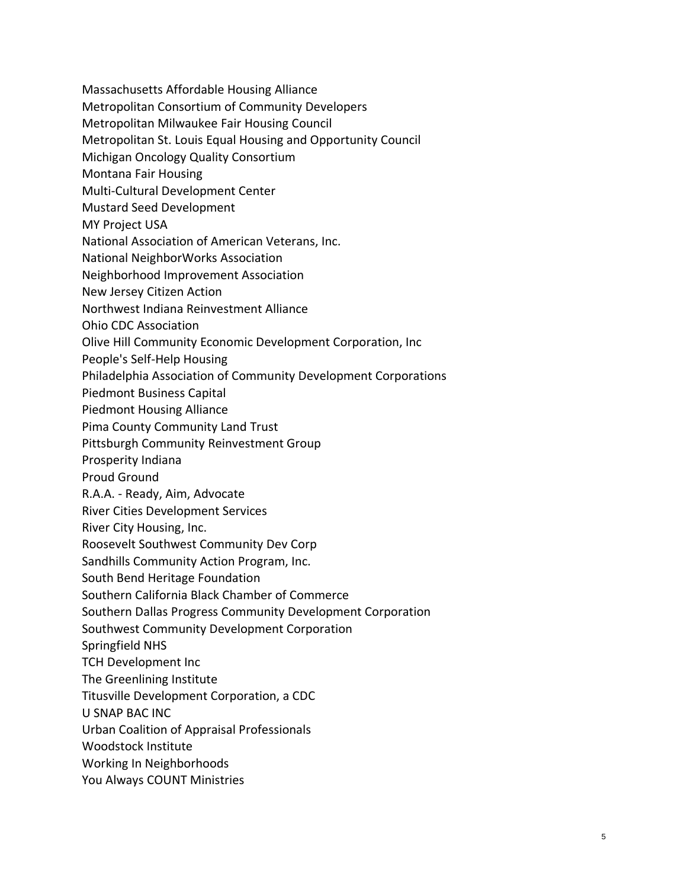Massachusetts Affordable Housing Alliance
Metropolitan Consortium of Community Developers
Metropolitan Milwaukee Fair Housing Council
Metropolitan St. Louis Equal Housing and Opportunity Council
Michigan Oncology Quality Consortium
Montana Fair Housing
Multi-Cultural Development Center
Mustard Seed Development
MY Project USA
National Association of American Veterans, Inc.
National NeighborWorks Association
Neighborhood Improvement Association
New Jersey Citizen Action
Northwest Indiana Reinvestment Alliance
Ohio CDC Association
Olive Hill Community Economic Development Corporation, Inc
People's Self-Help Housing
Philadelphia Association of Community Development Corporations
Piedmont Business Capital
Piedmont Housing Alliance
Pima County Community Land Trust
Pittsburgh Community Reinvestment Group
Prosperity Indiana
Proud Ground
R.A.A. - Ready, Aim, Advocate
River Cities Development Services
River City Housing, Inc.
Roosevelt Southwest Community Dev Corp
Sandhills Community Action Program, Inc.
South Bend Heritage Foundation
Southern California Black Chamber of Commerce
Southern Dallas Progress Community Development Corporation
Southwest Community Development Corporation
Springfield NHS
TCH Development Inc
The Greenlining Institute
Titusville Development Corporation, a CDC
U SNAP BAC INC
Urban Coalition of Appraisal Professionals
Woodstock Institute
Working In Neighborhoods
You Always COUNT Ministries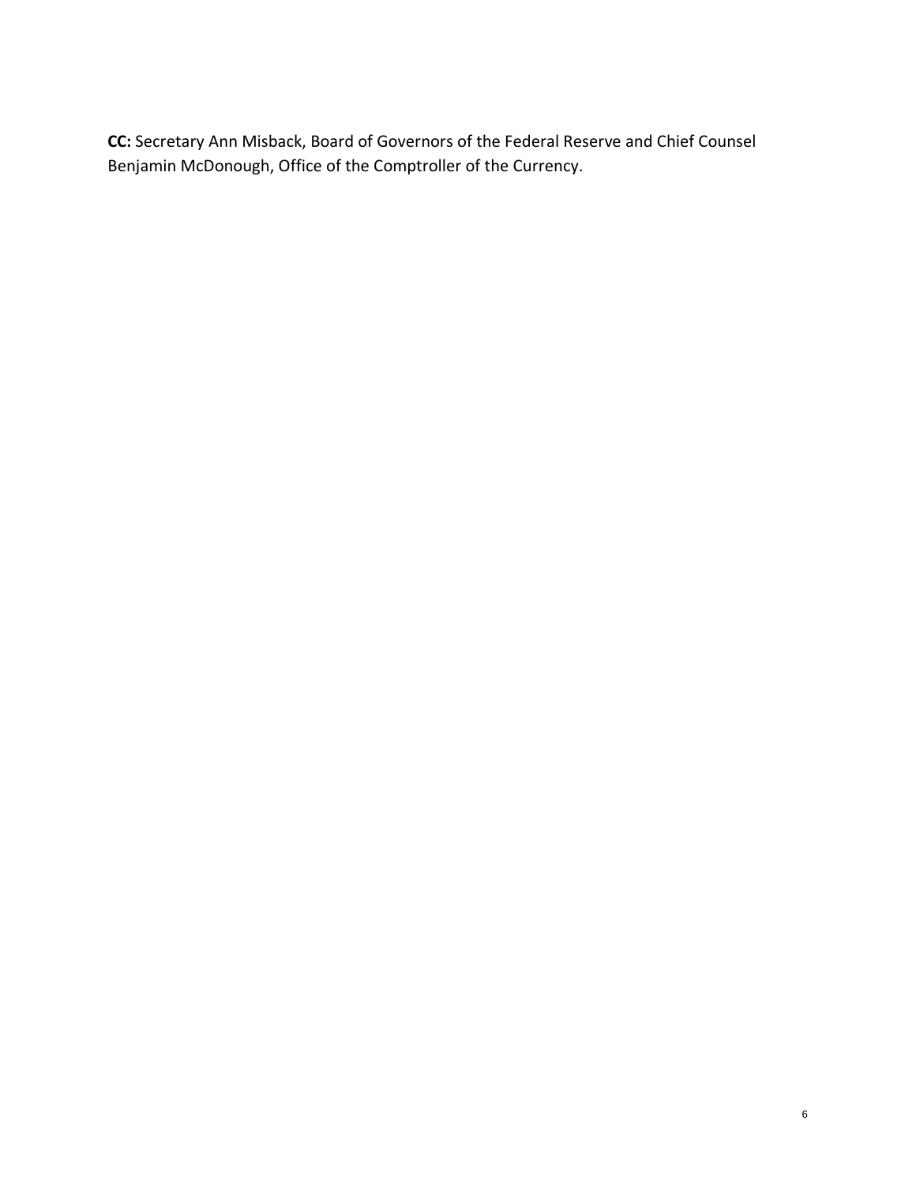**CC:** Secretary Ann Misback, Board of Governors of the Federal Reserve and Chief Counsel Benjamin McDonough, Office of the Comptroller of the Currency.